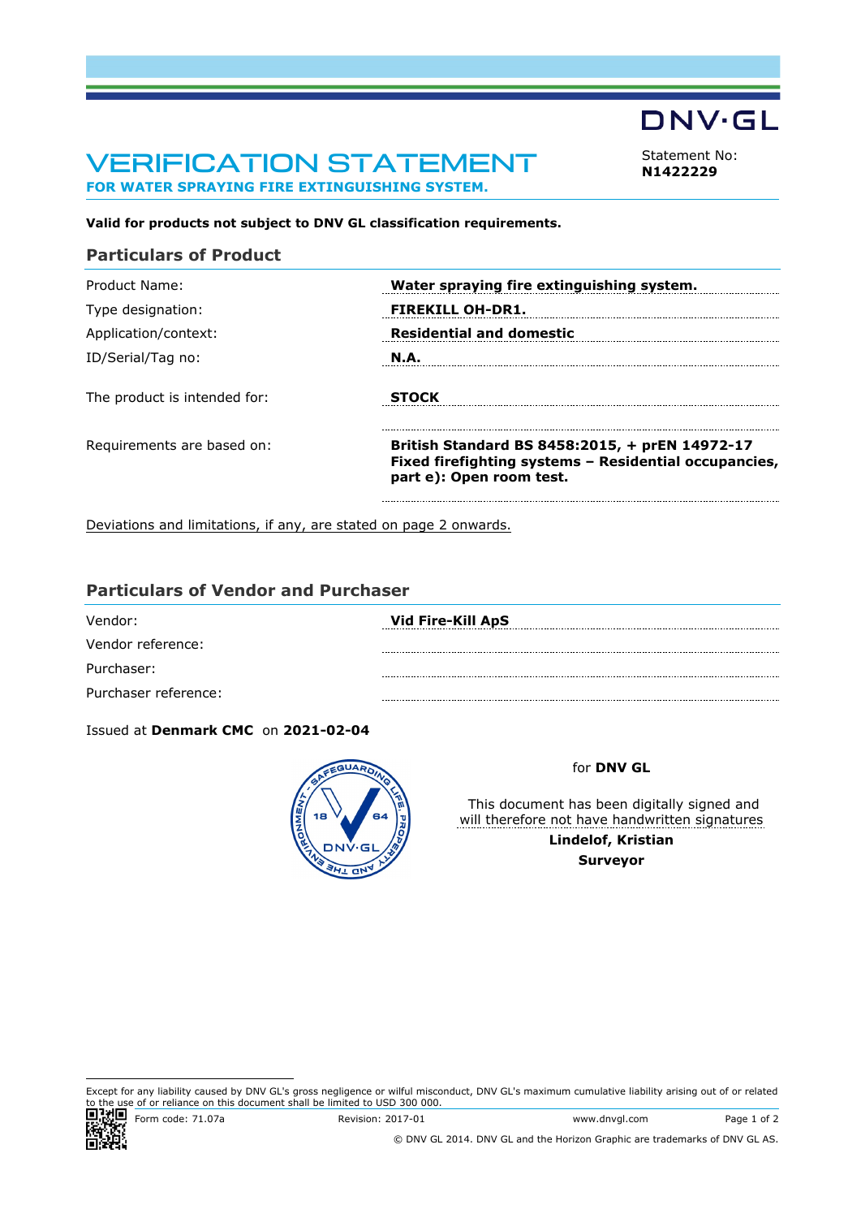DNV·GL

# VERIFICATION STATEMENT

**FOR WATER SPRAYING FIRE EXTINGUISHING SYSTEM.**

Statement No:
**N1422229**

**Valid for products not subject to DNV GL classification requirements.**

## Particulars of Product

| | |
|---|---|
| Product Name: | **Water spraying fire extinguishing system.** |
| Type designation: | **FIREKILL OH-DR1.** |
| Application/context: | **Residential and domestic** |
| ID/Serial/Tag no: | **N.A.** |
| The product is intended for: | **STOCK** |
| Requirements are based on: | **British Standard BS 8458:2015, + prEN 14972-17 Fixed firefighting systems – Residential occupancies, part e): Open room test.** |

Deviations and limitations, if any, are stated on page 2 onwards.

## Particulars of Vendor and Purchaser

| | |
|---|---|
| Vendor: | **Vid Fire-Kill ApS** |
| Vendor reference: | |
| Purchaser: | |
| Purchaser reference: | |

Issued at **Denmark CMC** on **2021-02-04**

for **DNV GL**

This document has been digitally signed and will therefore not have handwritten signatures

**Lindelof, Kristian**

**Surveyor**

Except for any liability caused by DNV GL's gross negligence or wilful misconduct, DNV GL's maximum cumulative liability arising out of or related to the use of or reliance on this document shall be limited to USD 300 000.

Form code: 71.07a Revision: 2017-01 www.dnvgl.com

© DNV GL 2014. DNV GL and the Horizon Graphic are trademarks of DNV GL AS.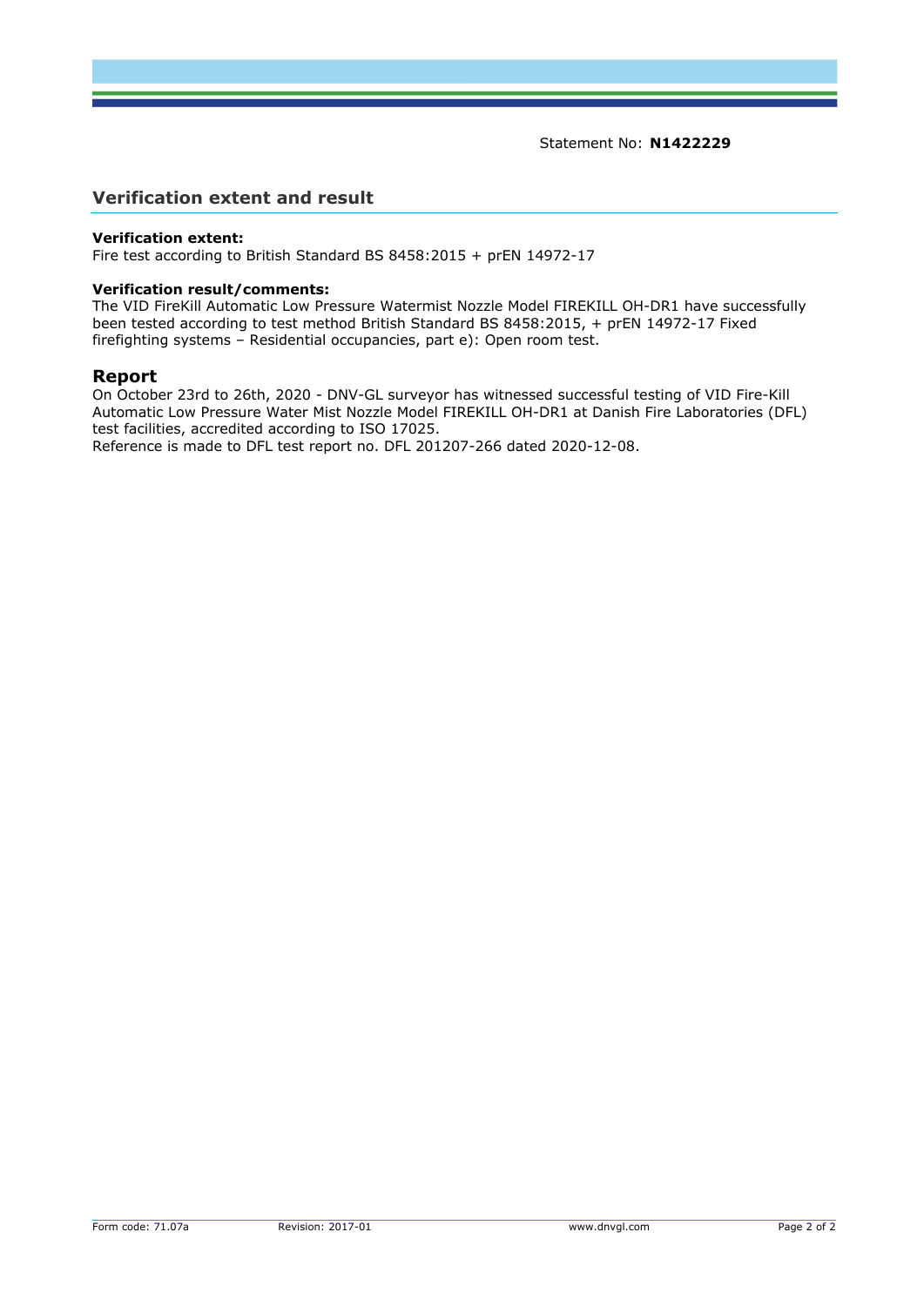Statement No: **N1422229**

## Verification extent and result

**Verification extent:**
Fire test according to British Standard BS 8458:2015 + prEN 14972-17

**Verification result/comments:**
The VID FireKill Automatic Low Pressure Watermist Nozzle Model FIREKILL OH-DR1 have successfully been tested according to test method British Standard BS 8458:2015, + prEN 14972-17 Fixed firefighting systems – Residential occupancies, part e): Open room test.

## Report

On October 23rd to 26th, 2020 - DNV-GL surveyor has witnessed successful testing of VID Fire-Kill Automatic Low Pressure Water Mist Nozzle Model FIREKILL OH-DR1 at Danish Fire Laboratories (DFL) test facilities, accredited according to ISO 17025.
Reference is made to DFL test report no. DFL 201207-266 dated 2020-12-08.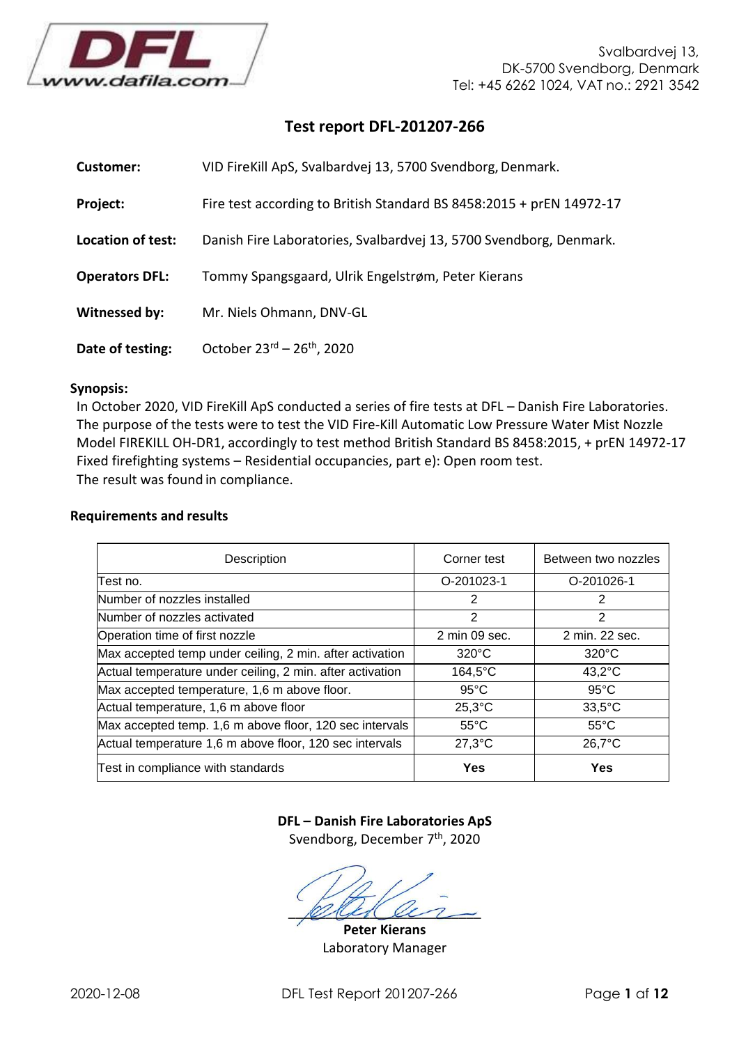Svalbardvej 13,
DK-5700 Svendborg, Denmark
Tel: +45 6262 1024, VAT no.: 2921 3542

# Test report DFL-201207-266

**Customer:** VID FireKill ApS, Svalbardvej 13, 5700 Svendborg, Denmark.

**Project:** Fire test according to British Standard BS 8458:2015 + prEN 14972-17

**Location of test:** Danish Fire Laboratories, Svalbardvej 13, 5700 Svendborg, Denmark.

**Operators DFL:** Tommy Spangsgaard, Ulrik Engelstrøm, Peter Kierans

**Witnessed by:** Mr. Niels Ohmann, DNV-GL

**Date of testing:** October 23rd – 26th, 2020

**Synopsis:**

In October 2020, VID FireKill ApS conducted a series of fire tests at DFL – Danish Fire Laboratories. The purpose of the tests were to test the VID Fire-Kill Automatic Low Pressure Water Mist Nozzle Model FIREKILL OH-DR1, accordingly to test method British Standard BS 8458:2015, + prEN 14972-17 Fixed firefighting systems – Residential occupancies, part e): Open room test.
The result was found in compliance.

**Requirements and results**

| Description | Corner test | Between two nozzles |
|---|---|---|
| Test no. | O-201023-1 | O-201026-1 |
| Number of nozzles installed | 2 | 2 |
| Number of nozzles activated | 2 | 2 |
| Operation time of first nozzle | 2 min 09 sec. | 2 min. 22 sec. |
| Max accepted temp under ceiling, 2 min. after activation | 320°C | 320°C |
| Actual temperature under ceiling, 2 min. after activation | 164,5°C | 43,2°C |
| Max accepted temperature, 1,6 m above floor. | 95°C | 95°C |
| Actual temperature, 1,6 m above floor | 25,3°C | 33,5°C |
| Max accepted temp. 1,6 m above floor, 120 sec intervals | 55°C | 55°C |
| Actual temperature 1,6 m above floor, 120 sec intervals | 27,3°C | 26,7°C |
| Test in compliance with standards | **Yes** | **Yes** |

**DFL – Danish Fire Laboratories ApS**
Svendborg, December 7th, 2020

**Peter Kierans**
Laboratory Manager

2020-12-08 DFL Test Report 201207-266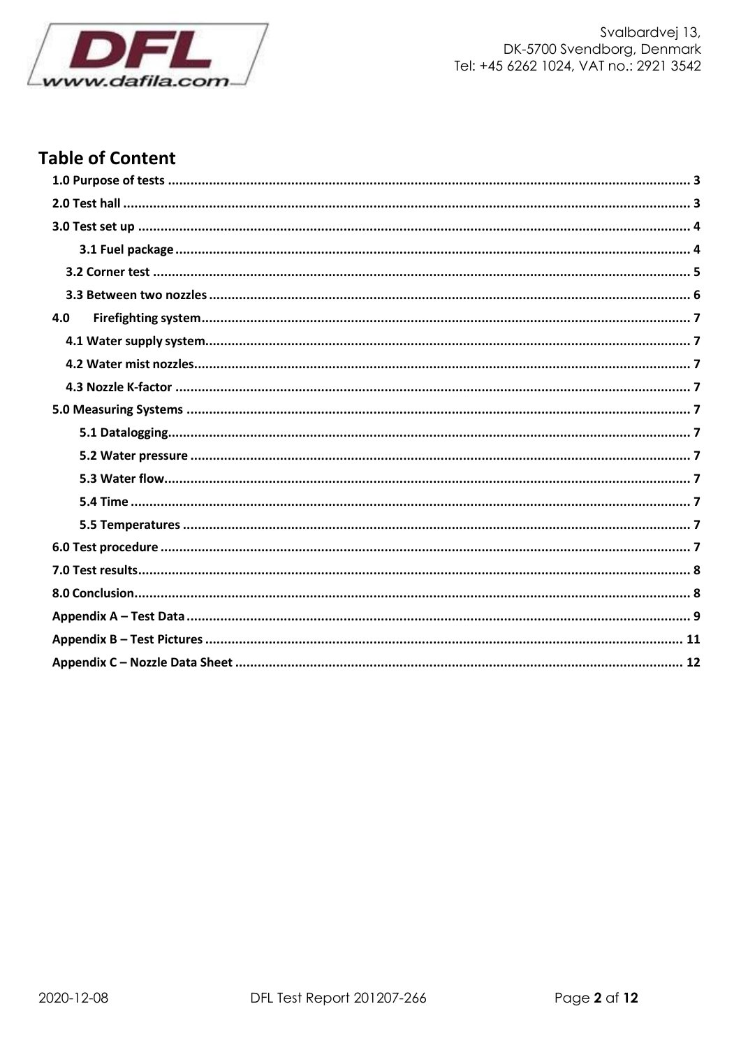## Table of Content

- 1.0 Purpose of tests ..... 3
- 2.0 Test hall ..... 3
- 3.0 Test set up ..... 4
  - 3.1 Fuel package ..... 4
  - 3.2 Corner test ..... 5
  - 3.3 Between two nozzles ..... 6
- 4.0 Firefighting system ..... 7
  - 4.1 Water supply system ..... 7
  - 4.2 Water mist nozzles ..... 7
  - 4.3 Nozzle K-factor ..... 7
- 5.0 Measuring Systems ..... 7
  - 5.1 Datalogging ..... 7
  - 5.2 Water pressure ..... 7
  - 5.3 Water flow ..... 7
  - 5.4 Time ..... 7
  - 5.5 Temperatures ..... 7
- 6.0 Test procedure ..... 7
- 7.0 Test results ..... 8
- 8.0 Conclusion ..... 8
- Appendix A – Test Data ..... 9
- Appendix B – Test Pictures ..... 11
- Appendix C – Nozzle Data Sheet ..... 12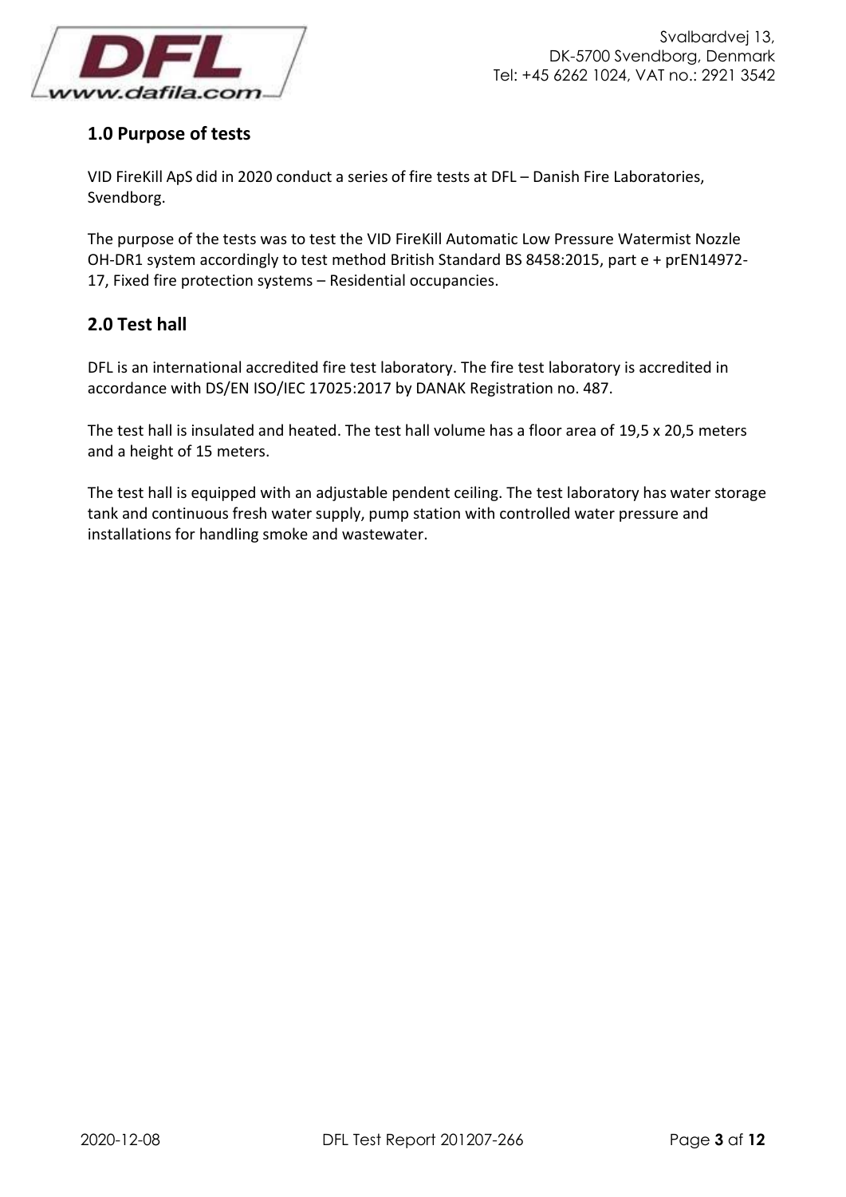## 1.0 Purpose of tests

VID FireKill ApS did in 2020 conduct a series of fire tests at DFL – Danish Fire Laboratories, Svendborg.

The purpose of the tests was to test the VID FireKill Automatic Low Pressure Watermist Nozzle OH-DR1 system accordingly to test method British Standard BS 8458:2015, part e + prEN14972-17, Fixed fire protection systems – Residential occupancies.

## 2.0 Test hall

DFL is an international accredited fire test laboratory. The fire test laboratory is accredited in accordance with DS/EN ISO/IEC 17025:2017 by DANAK Registration no. 487.

The test hall is insulated and heated. The test hall volume has a floor area of 19,5 x 20,5 meters and a height of 15 meters.

The test hall is equipped with an adjustable pendent ceiling. The test laboratory has water storage tank and continuous fresh water supply, pump station with controlled water pressure and installations for handling smoke and wastewater.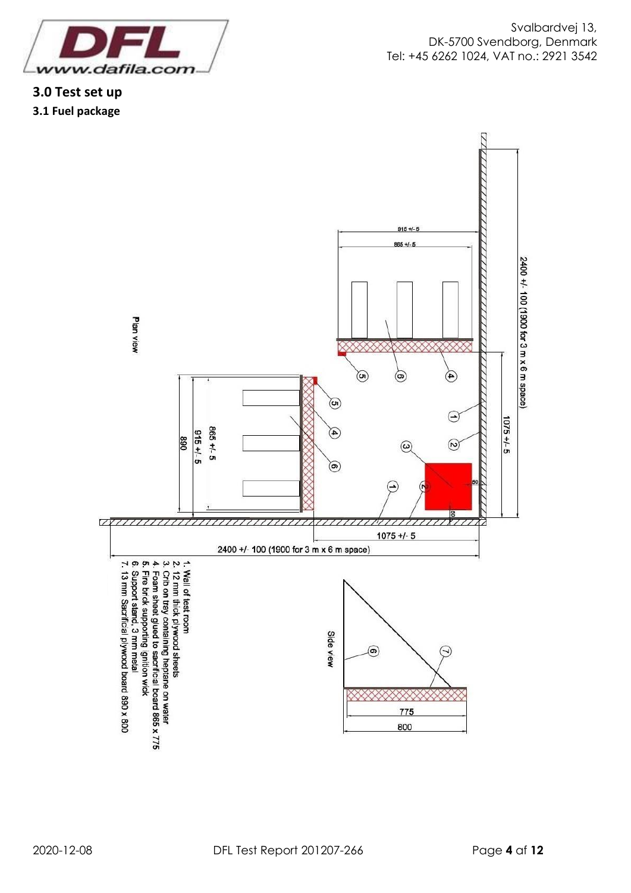## 3.0 Test set up

### 3.1 Fuel package

Plan view

Side view

1. Wall of test room
2. 12 mm thick plywood sheets
3. Crib on tray containing heptane on water
4. Foam sheet glued to sacrificial board 865 x 775
5. Fire brick supporting ignition wick
6. Support stand, 3 mm metal
7. 13 mm Sacrificial plywood board 890 x 800

915 +/- 5

865 +/- 5

2400 +/- 100 (1900 for 3 m x 6 m space)

1075 +/- 5

890

50

775

800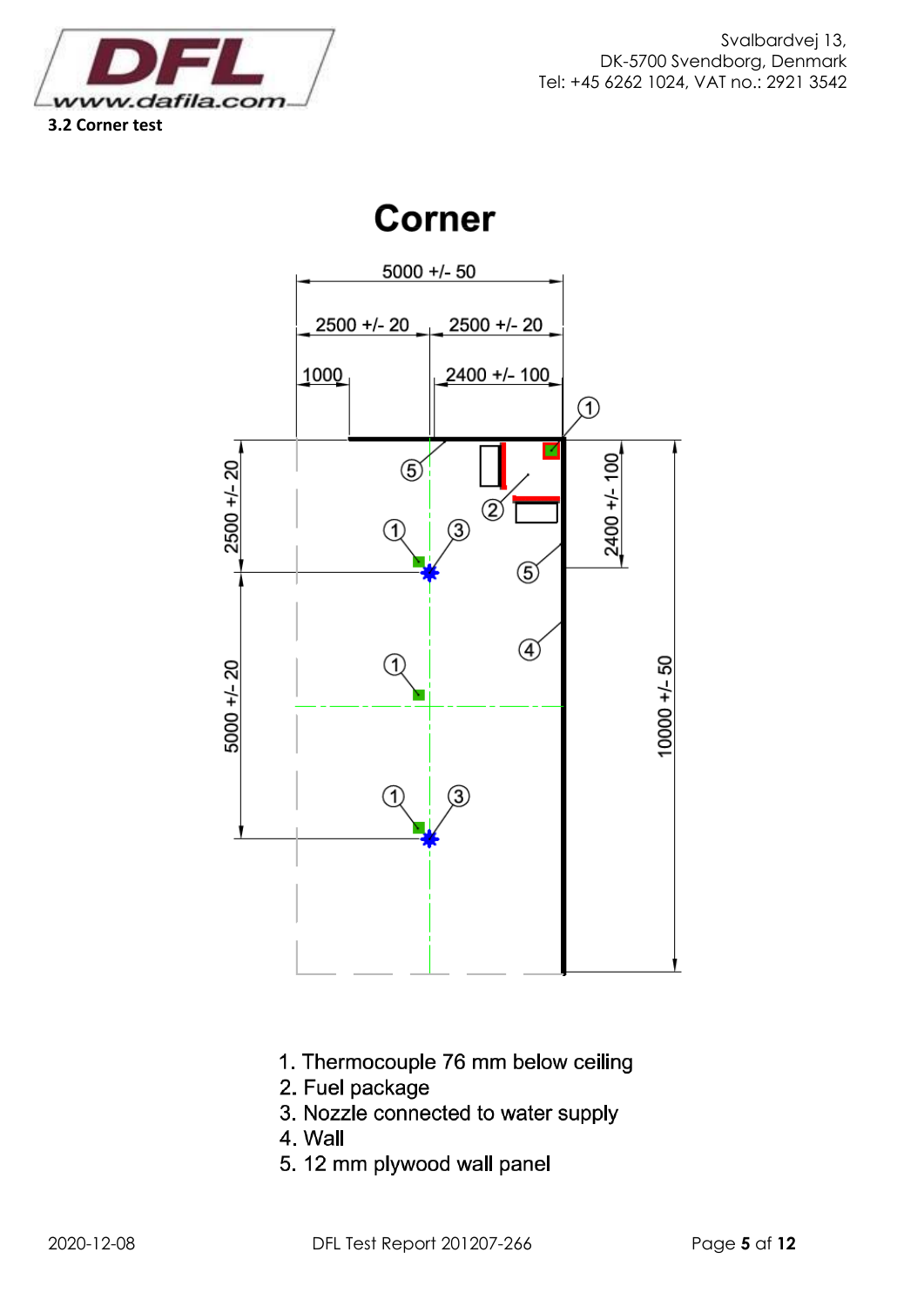### 3.2 Corner test

## Corner

5000 +/- 50

2500 +/- 20 | 2500 +/- 20

1000 | 2400 +/- 100

2500 +/- 20

5000 +/- 20

2400 +/- 100

10000 +/- 50

1. Thermocouple 76 mm below ceiling
2. Fuel package
3. Nozzle connected to water supply
4. Wall
5. 12 mm plywood wall panel

2020-12-08 DFL Test Report 201207-266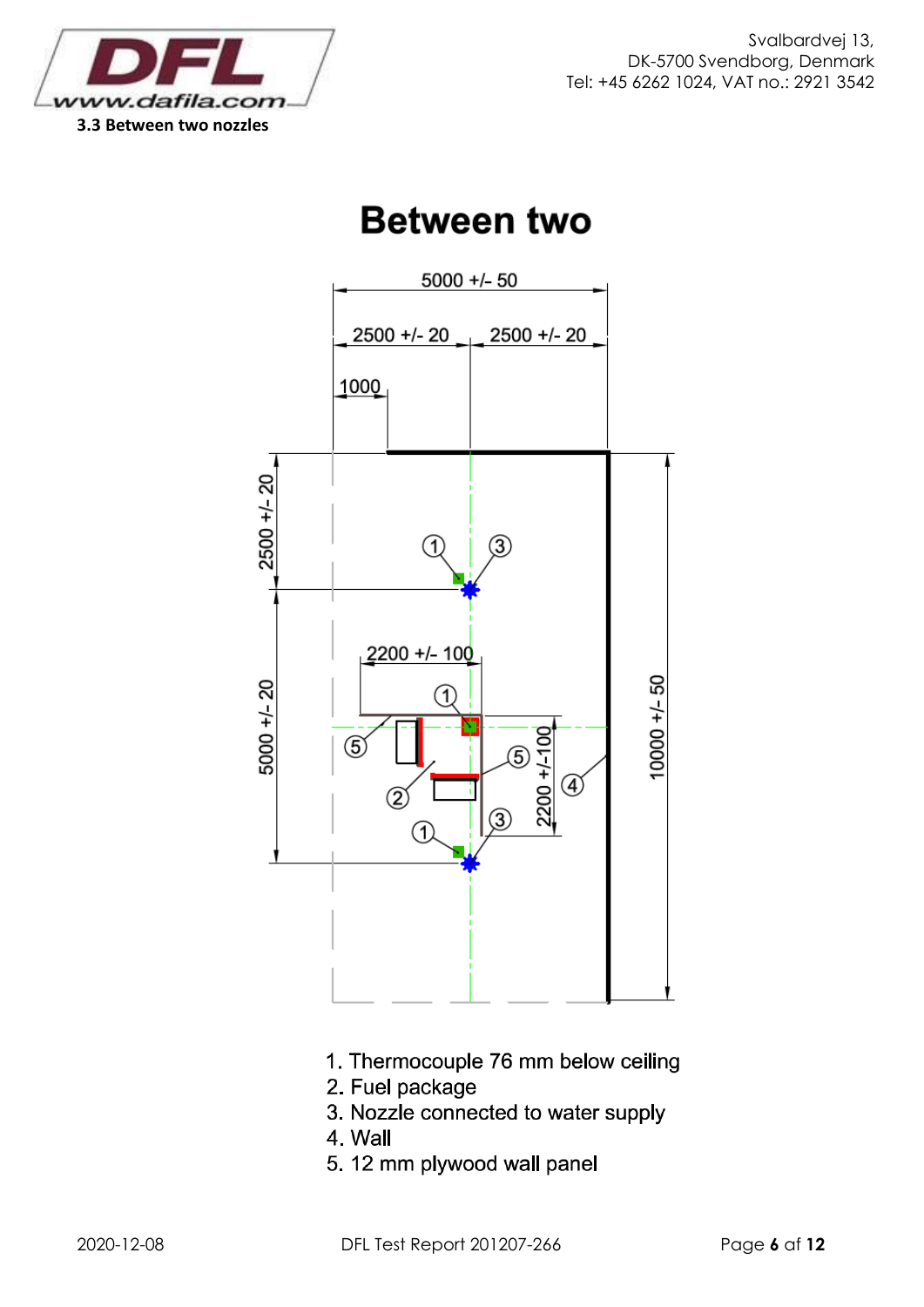### 3.3 Between two nozzles

# Between two

1. Thermocouple 76 mm below ceiling
2. Fuel package
3. Nozzle connected to water supply
4. Wall
5. 12 mm plywood wall panel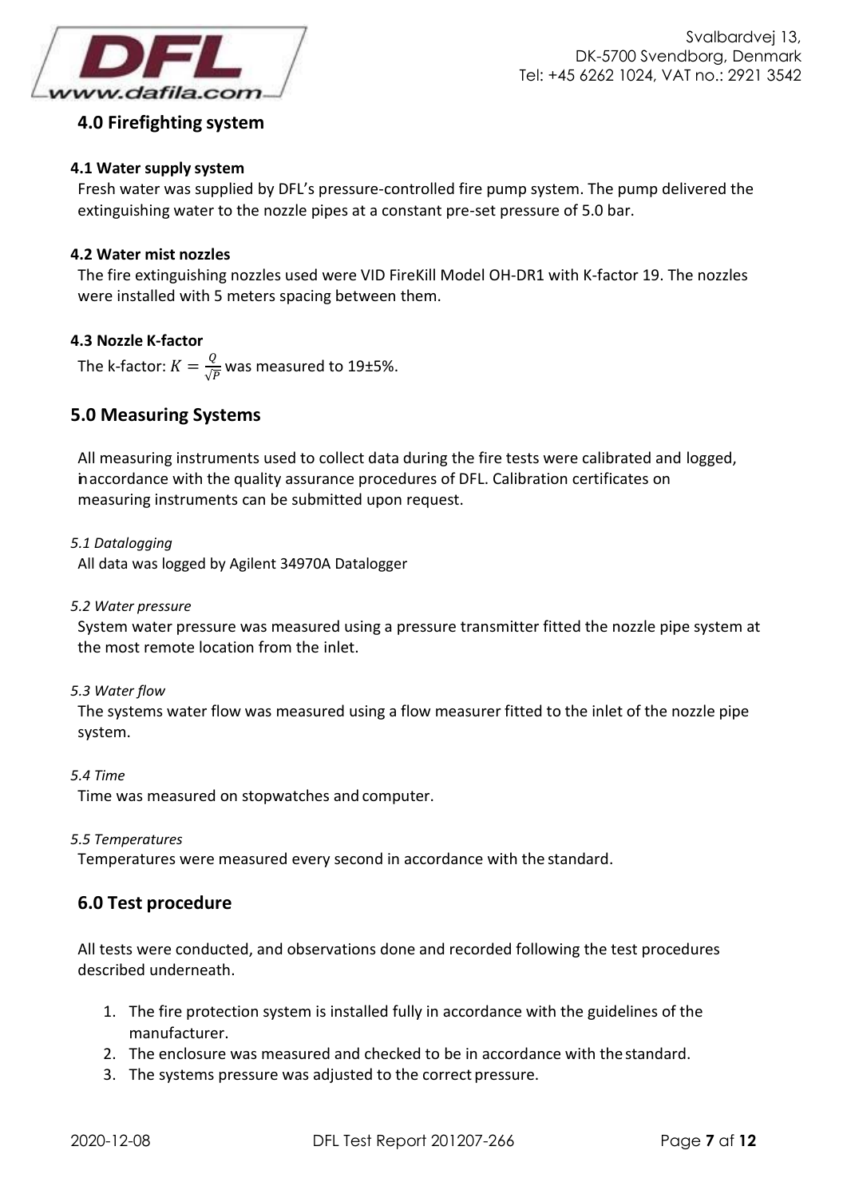## 4.0 Firefighting system

#### 4.1 Water supply system

Fresh water was supplied by DFL's pressure-controlled fire pump system. The pump delivered the extinguishing water to the nozzle pipes at a constant pre-set pressure of 5.0 bar.

#### 4.2 Water mist nozzles

The fire extinguishing nozzles used were VID FireKill Model OH-DR1 with K-factor 19. The nozzles were installed with 5 meters spacing between them.

#### 4.3 Nozzle K-factor

The k-factor: $K = \frac{Q}{\sqrt{P}}$ was measured to 19±5%.

## 5.0 Measuring Systems

All measuring instruments used to collect data during the fire tests were calibrated and logged, in accordance with the quality assurance procedures of DFL. Calibration certificates on measuring instruments can be submitted upon request.

*5.1 Datalogging*

All data was logged by Agilent 34970A Datalogger

*5.2 Water pressure*

System water pressure was measured using a pressure transmitter fitted the nozzle pipe system at the most remote location from the inlet.

*5.3 Water flow*

The systems water flow was measured using a flow measurer fitted to the inlet of the nozzle pipe system.

*5.4 Time*

Time was measured on stopwatches and computer.

*5.5 Temperatures*

Temperatures were measured every second in accordance with the standard.

## 6.0 Test procedure

All tests were conducted, and observations done and recorded following the test procedures described underneath.

1. The fire protection system is installed fully in accordance with the guidelines of the manufacturer.
2. The enclosure was measured and checked to be in accordance with the standard.
3. The systems pressure was adjusted to the correct pressure.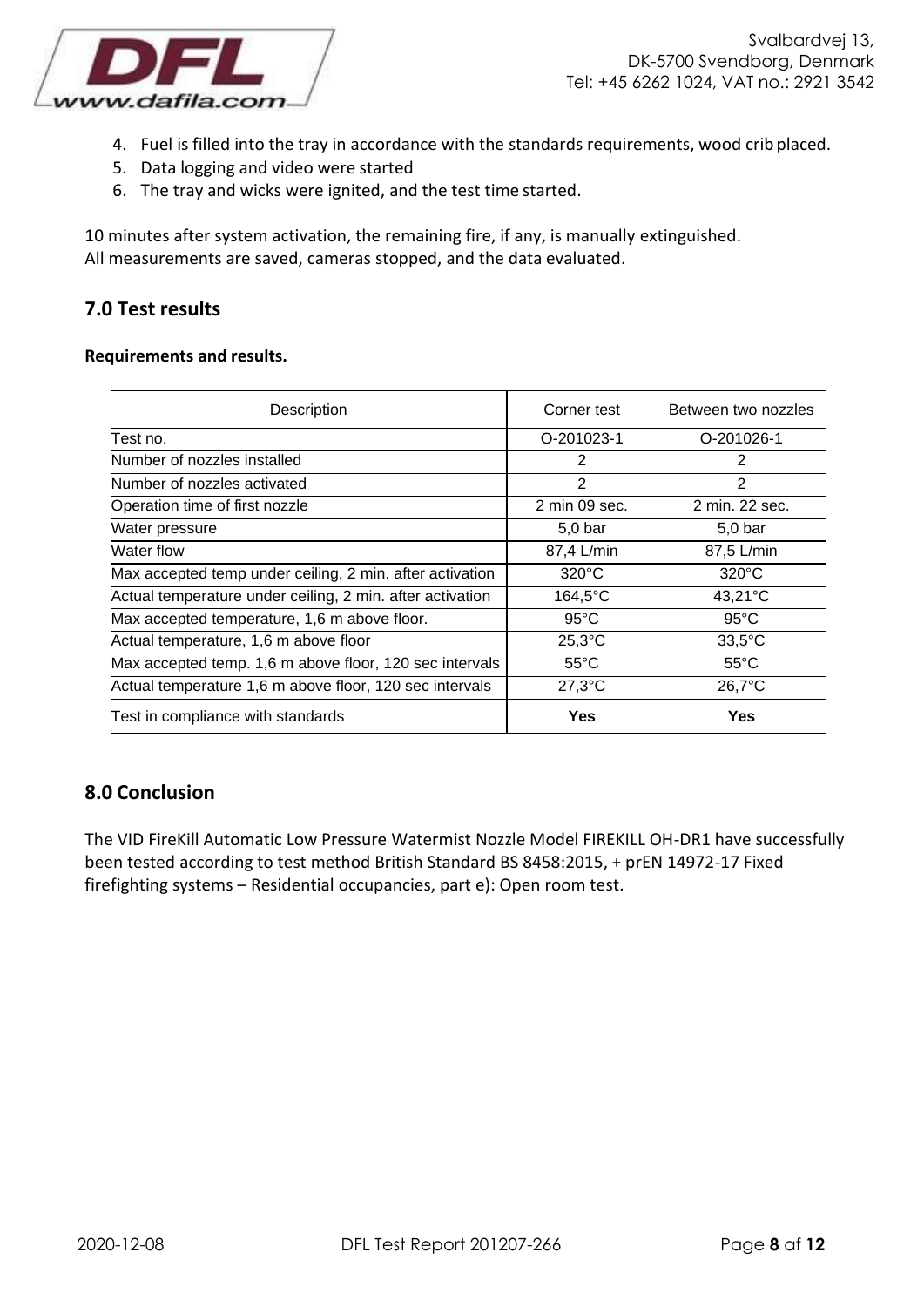4. Fuel is filled into the tray in accordance with the standards requirements, wood crib placed.
5. Data logging and video were started
6. The tray and wicks were ignited, and the test time started.

10 minutes after system activation, the remaining fire, if any, is manually extinguished.
All measurements are saved, cameras stopped, and the data evaluated.

## 7.0 Test results

**Requirements and results.**

| Description | Corner test | Between two nozzles |
|---|---|---|
| Test no. | O-201023-1 | O-201026-1 |
| Number of nozzles installed | 2 | 2 |
| Number of nozzles activated | 2 | 2 |
| Operation time of first nozzle | 2 min 09 sec. | 2 min. 22 sec. |
| Water pressure | 5,0 bar | 5,0 bar |
| Water flow | 87,4 L/min | 87,5 L/min |
| Max accepted temp under ceiling, 2 min. after activation | 320°C | 320°C |
| Actual temperature under ceiling, 2 min. after activation | 164,5°C | 43,21°C |
| Max accepted temperature, 1,6 m above floor. | 95°C | 95°C |
| Actual temperature, 1,6 m above floor | 25,3°C | 33,5°C |
| Max accepted temp. 1,6 m above floor, 120 sec intervals | 55°C | 55°C |
| Actual temperature 1,6 m above floor, 120 sec intervals | 27,3°C | 26,7°C |
| Test in compliance with standards | **Yes** | **Yes** |

## 8.0 Conclusion

The VID FireKill Automatic Low Pressure Watermist Nozzle Model FIREKILL OH-DR1 have successfully been tested according to test method British Standard BS 8458:2015, + prEN 14972-17 Fixed firefighting systems – Residential occupancies, part e): Open room test.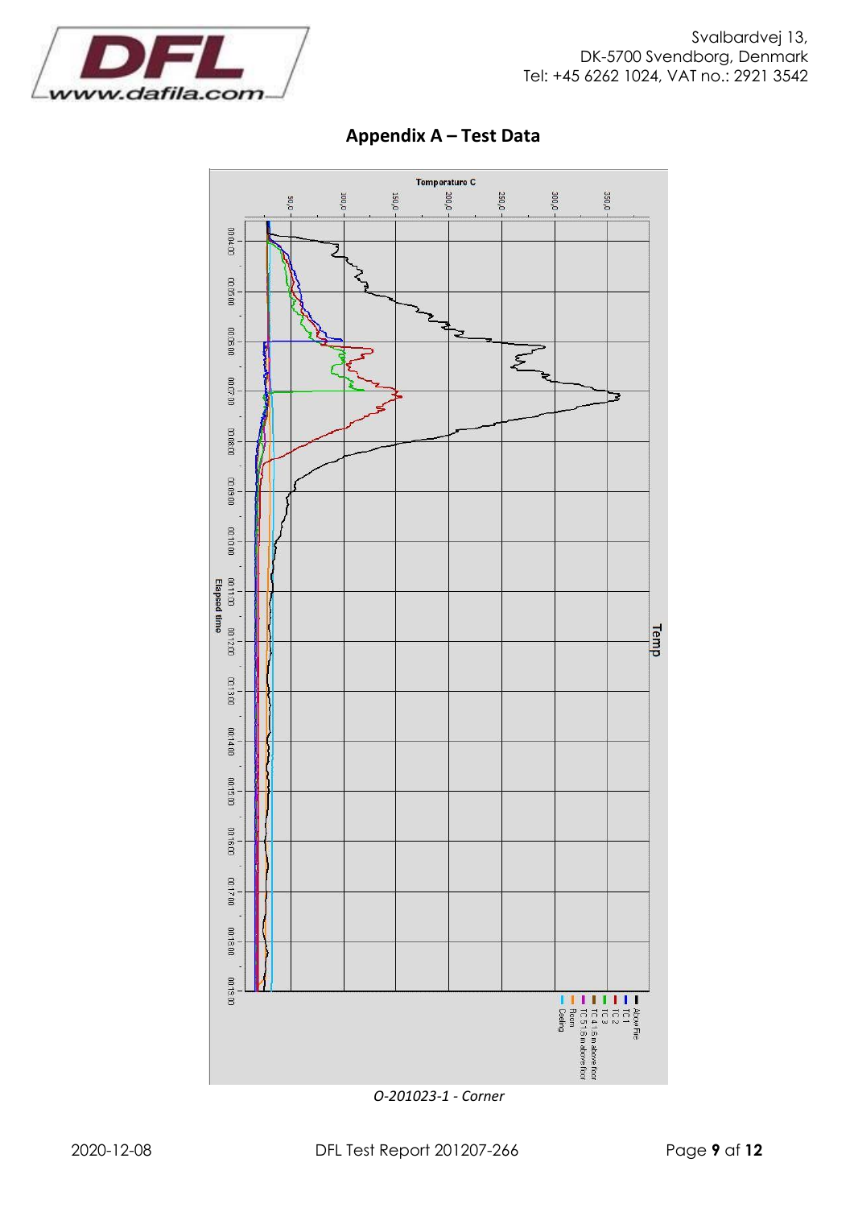## Appendix A – Test Data

*O-201023-1 - Corner*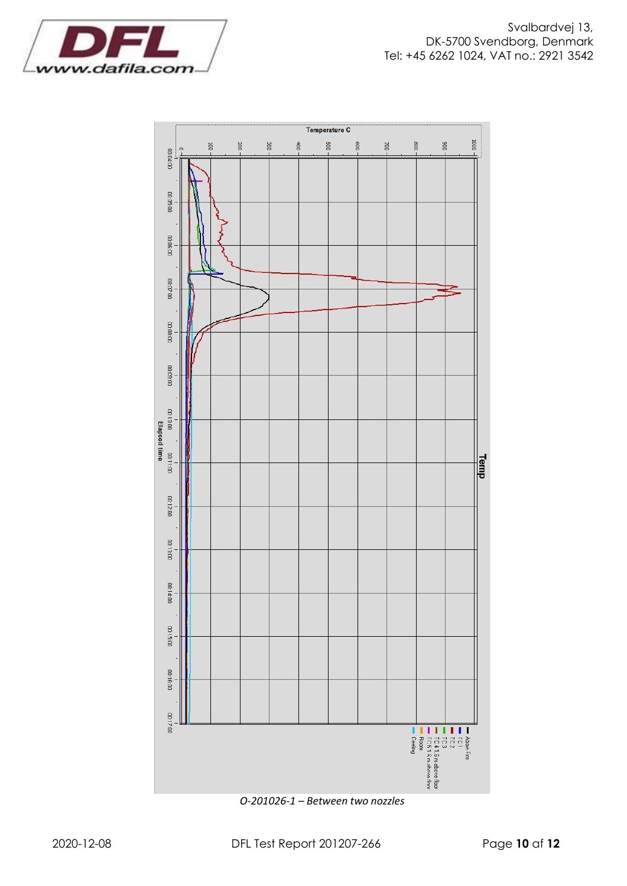Temperature C

Elapsed time

Temp

- Above Fire
- TC1
- TC2
- TC3
- TC4 1.5m above floor
- TC5 1.5m above floor
- Room
- Ceiling

*O-201026-1 – Between two nozzles*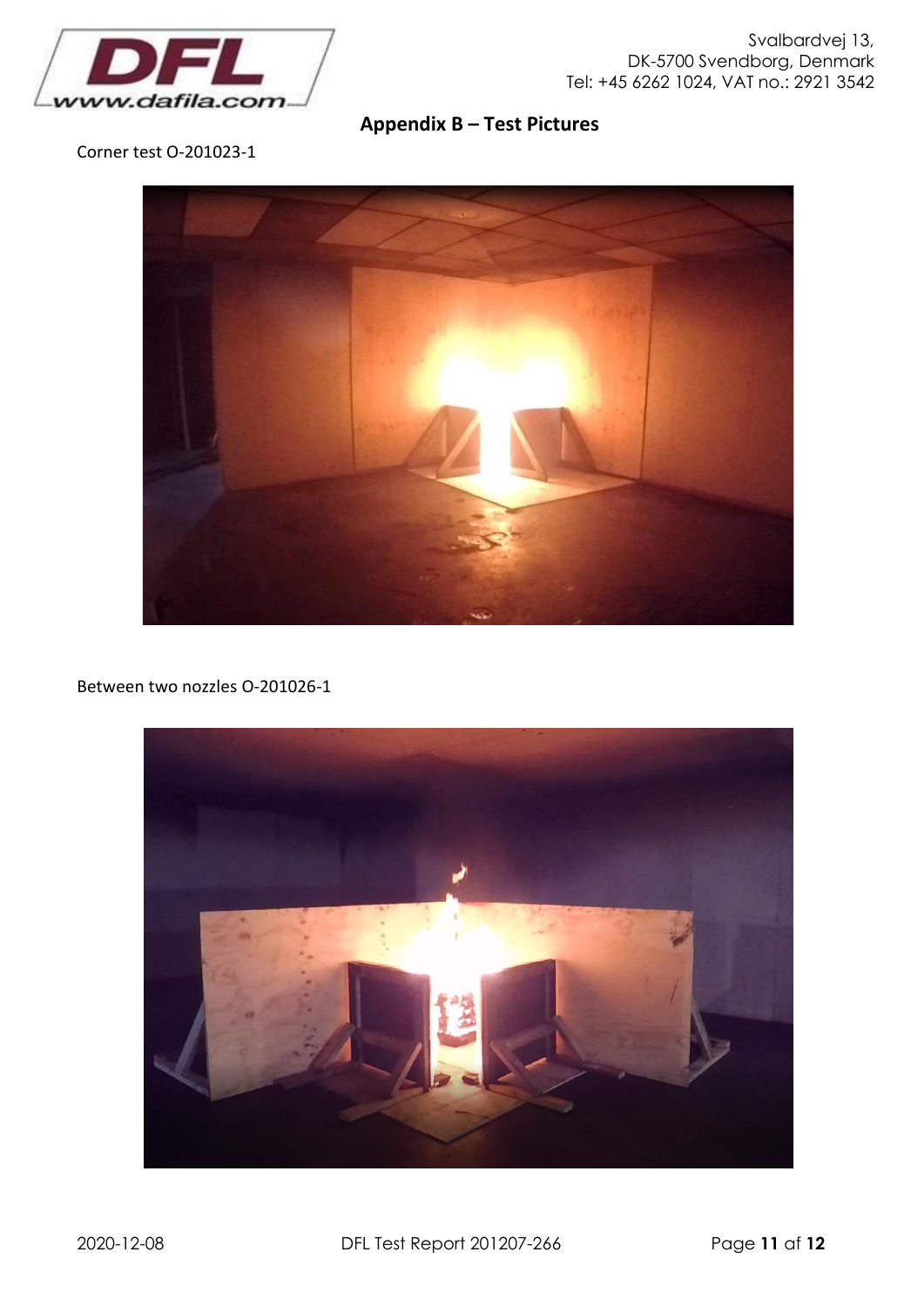## Appendix B – Test Pictures

Corner test O-201023-1

Between two nozzles O-201026-1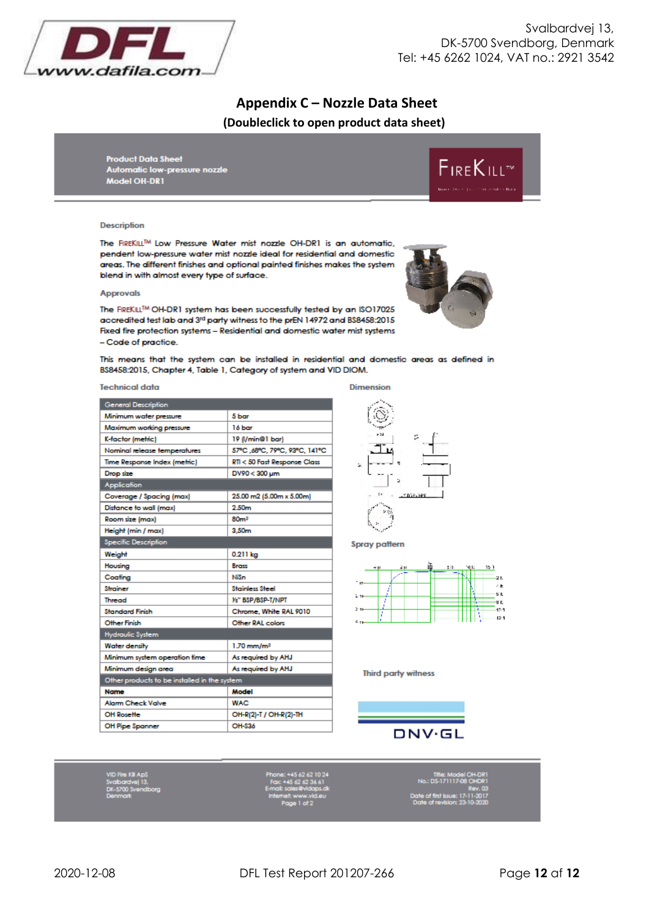# Appendix C – Nozzle Data Sheet

**(Doubleclick to open product data sheet)**

Product Data Sheet
Automatic low-pressure nozzle
Model OH-DR1

FireKill™

### Description

The FireKill™ Low Pressure Water mist nozzle OH-DR1 is an automatic, pendent low-pressure water mist nozzle ideal for residential and domestic areas. The different finishes and optional painted finishes makes the system blend in with almost every type of surface.

### Approvals

The FireKill™ OH-DR1 system has been successfully tested by an ISO17025 accredited test lab and 3rd party witness to the prEN 14972 and BS8458:2015 Fixed fire protection systems – Residential and domestic water mist systems – Code of practice.

This means that the system can be installed in residential and domestic areas as defined in BS8458:2015, Chapter 4, Table 1, Category of system and VID DIOM.

### Technical data

| General Description | |
|---|---|
| Minimum water pressure | 5 bar |
| Maximum working pressure | 16 bar |
| K-factor (metric) | 19 (l/min@1 bar) |
| Nominal release temperatures | 57°C ,68°C, 79°C, 93°C, 141°C |
| Time Response Index (metric) | RTI < 50 Fast Response Class |
| Drop size | DV90 < 300 µm |
| **Application** | |
| Coverage / Spacing (max) | 25.00 m2 (5.00m x 5.00m) |
| Distance to wall (max) | 2.50m |
| Room size (max) | 80m² |
| Height (min / max) | 3,50m |
| **Specific Description** | |
| Weight | 0.211 kg |
| Housing | Brass |
| Coating | NiSn |
| Strainer | Stainless Steel |
| Thread | ½" BSP/BSP-T/NPT |
| Standard Finish | Chrome, White RAL 9010 |
| Other Finish | Other RAL colors |
| **Hydraulic System** | |
| Water density | 1.70 mm/m² |
| Minimum system operation time | As required by AHJ |
| Minimum design area | As required by AHJ |
| **Other products to be installed in the system** | |
| **Name** | **Model** |
| Alarm Check Valve | WAC |
| OH Rosette | OH-R(2)-T / OH-R(2)-TH |
| OH Pipe Spanner | OH-S36 |

### Dimension

### Spray pattern

### Third party witness

DNV·GL

VID Fire Kill ApS
Svalbardvej 13,
DK-5700 Svendborg
Denmark

Phone: +45 62 62 10 24
Fax: +45 62 62 36 61
E-mail: sales@vidaps.dk
Internet: www.vid.eu
Page 1 of 2

Title: Model OH-DR1
No.: DS-171117-08 OHDR1
Rev. 03
Date of first issue: 17-11-2017
Date of revision: 23-10-2020